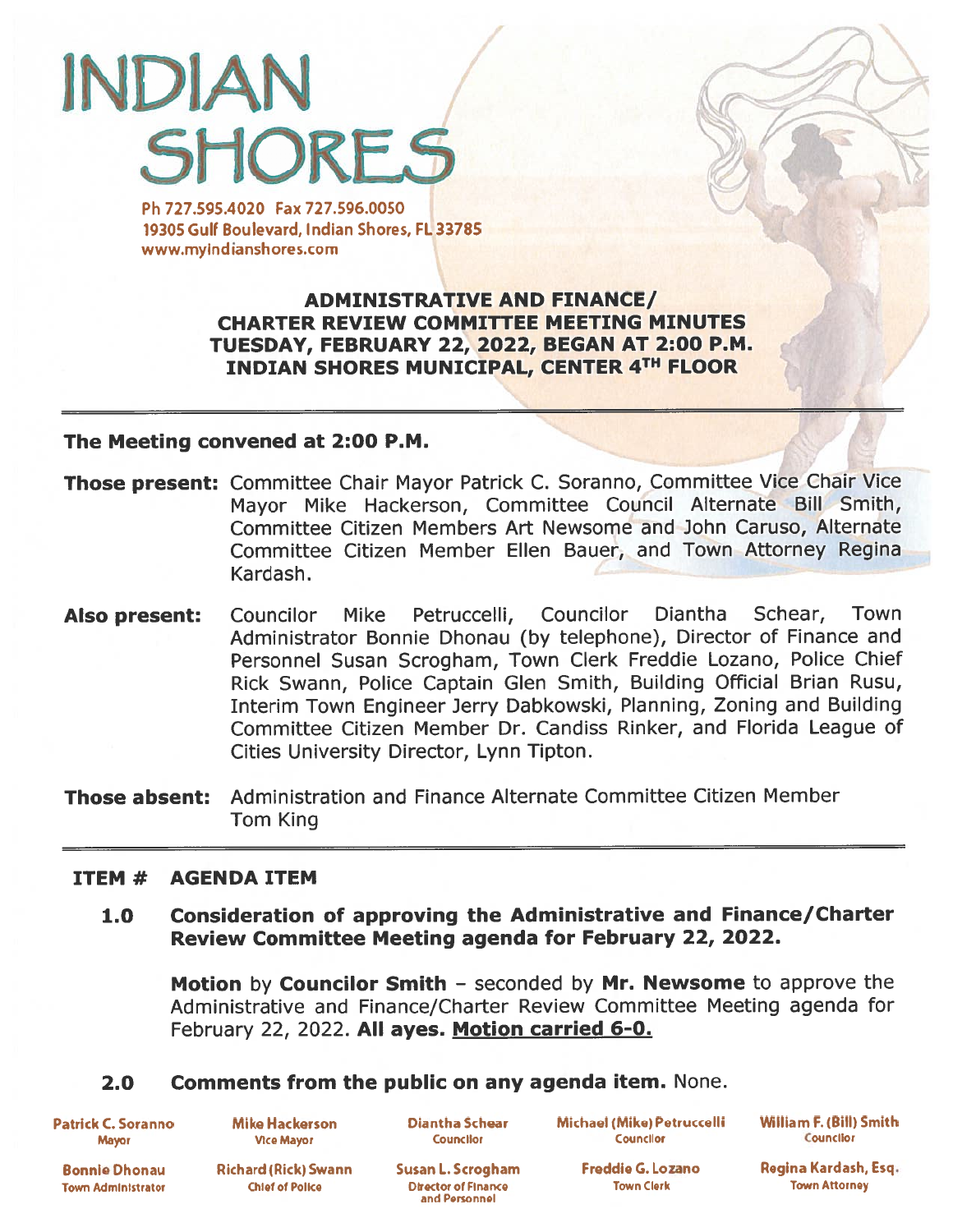# INDIAN SHORES

Ph 727.595.4020 Fax 727.596.0050
19305 Gulf Boulevard, Indian Shores, FL 33785
www.myindianshores.com

## ADMINISTRATIVE AND FINANCE/ CHARTER REVIEW COMMITTEE MEETING MINUTES TUESDAY, FEBRUARY 22, 2022, BEGAN AT 2:00 P.M. INDIAN SHORES MUNICIPAL, CENTER 4TH FLOOR

**The Meeting convened at 2:00 P.M.**

**Those present:** Committee Chair Mayor Patrick C. Soranno, Committee Vice Chair Vice Mayor Mike Hackerson, Committee Council Alternate Bill Smith, Committee Citizen Members Art Newsome and John Caruso, Alternate Committee Citizen Member Ellen Bauer, and Town Attorney Regina Kardash.

**Also present:** Councilor Mike Petruccelli, Councilor Diantha Schear, Town Administrator Bonnie Dhonau (by telephone), Director of Finance and Personnel Susan Scrogham, Town Clerk Freddie Lozano, Police Chief Rick Swann, Police Captain Glen Smith, Building Official Brian Rusu, Interim Town Engineer Jerry Dabkowski, Planning, Zoning and Building Committee Citizen Member Dr. Candiss Rinker, and Florida League of Cities University Director, Lynn Tipton.

**Those absent:** Administration and Finance Alternate Committee Citizen Member Tom King

**ITEM # AGENDA ITEM**

**1.0 Consideration of approving the Administrative and Finance/Charter Review Committee Meeting agenda for February 22, 2022.**

**Motion** by **Councilor Smith** – seconded by **Mr. Newsome** to approve the Administrative and Finance/Charter Review Committee Meeting agenda for February 22, 2022. **All ayes. Motion carried 6-0.**

**2.0 Comments from the public on any agenda item.** None.

| | | | | |
|---|---|---|---|---|
| **Patrick C. Soranno** Mayor | **Mike Hackerson** Vice Mayor | **Diantha Schear** Councilor | **Michael (Mike) Petruccelli** Councilor | **William F. (Bill) Smith** Councilor |
| **Bonnie Dhonau** Town Administrator | **Richard (Rick) Swann** Chief of Police | **Susan L. Scrogham** Director of Finance and Personnel | **Freddie G. Lozano** Town Clerk | **Regina Kardash, Esq.** Town Attorney |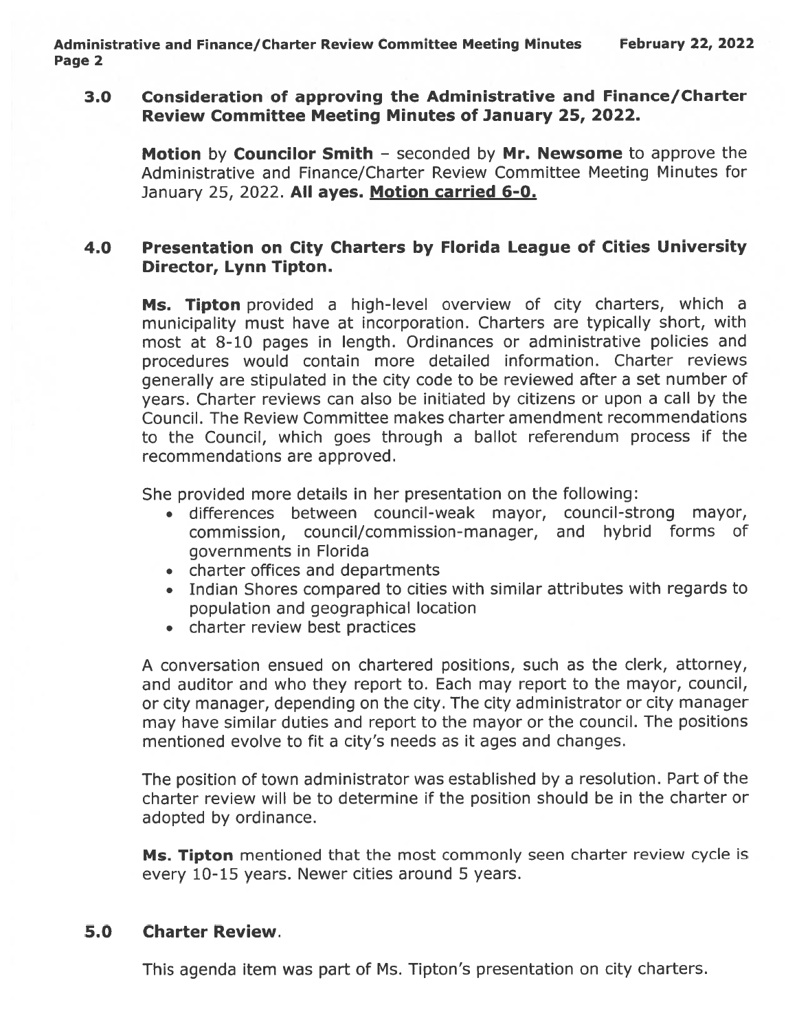## 3.0 Consideration of approving the Administrative and Finance/Charter Review Committee Meeting Minutes of January 25, 2022.

**Motion** by **Councilor Smith** – seconded by **Mr. Newsome** to approve the Administrative and Finance/Charter Review Committee Meeting Minutes for January 25, 2022. **All ayes. Motion carried 6-0.**

## 4.0 Presentation on City Charters by Florida League of Cities University Director, Lynn Tipton.

**Ms. Tipton** provided a high-level overview of city charters, which a municipality must have at incorporation. Charters are typically short, with most at 8-10 pages in length. Ordinances or administrative policies and procedures would contain more detailed information. Charter reviews generally are stipulated in the city code to be reviewed after a set number of years. Charter reviews can also be initiated by citizens or upon a call by the Council. The Review Committee makes charter amendment recommendations to the Council, which goes through a ballot referendum process if the recommendations are approved.

She provided more details in her presentation on the following:

- differences between council-weak mayor, council-strong mayor, commission, council/commission-manager, and hybrid forms of governments in Florida
- charter offices and departments
- Indian Shores compared to cities with similar attributes with regards to population and geographical location
- charter review best practices

A conversation ensued on chartered positions, such as the clerk, attorney, and auditor and who they report to. Each may report to the mayor, council, or city manager, depending on the city. The city administrator or city manager may have similar duties and report to the mayor or the council. The positions mentioned evolve to fit a city's needs as it ages and changes.

The position of town administrator was established by a resolution. Part of the charter review will be to determine if the position should be in the charter or adopted by ordinance.

**Ms. Tipton** mentioned that the most commonly seen charter review cycle is every 10-15 years. Newer cities around 5 years.

## 5.0 Charter Review.

This agenda item was part of Ms. Tipton's presentation on city charters.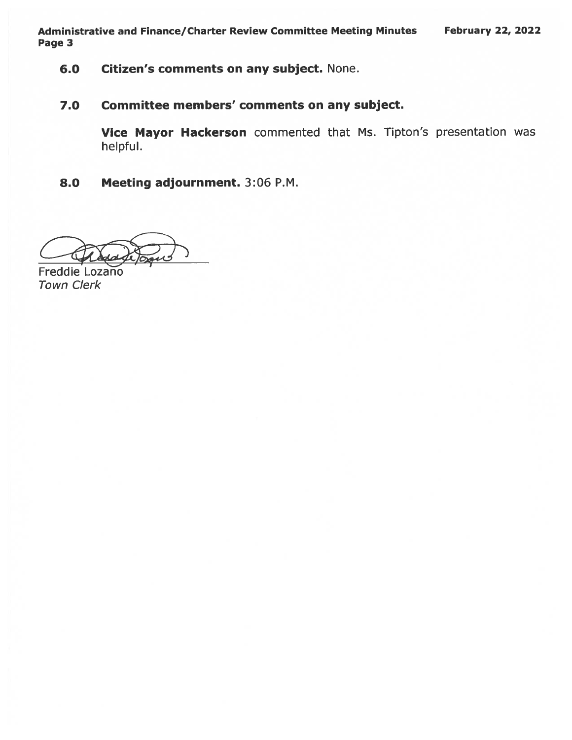**6.0 Citizen's comments on any subject.** None.

**7.0 Committee members' comments on any subject.**

**Vice Mayor Hackerson** commented that Ms. Tipton's presentation was helpful.

**8.0 Meeting adjournment.** 3:06 P.M.

Freddie Lozano
*Town Clerk*